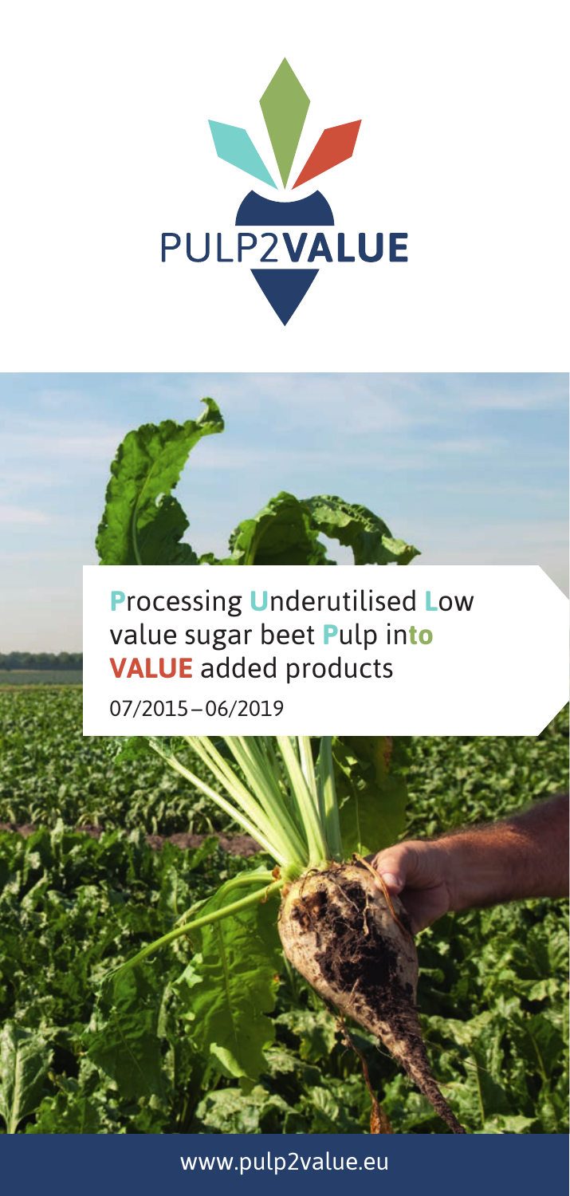# PULP2VALUE

**P**rocessing **U**nderutilised **L**ow value sugar beet **P**ulp in**to** **VALUE** added products

07/2015 – 06/2019

www.pulp2value.eu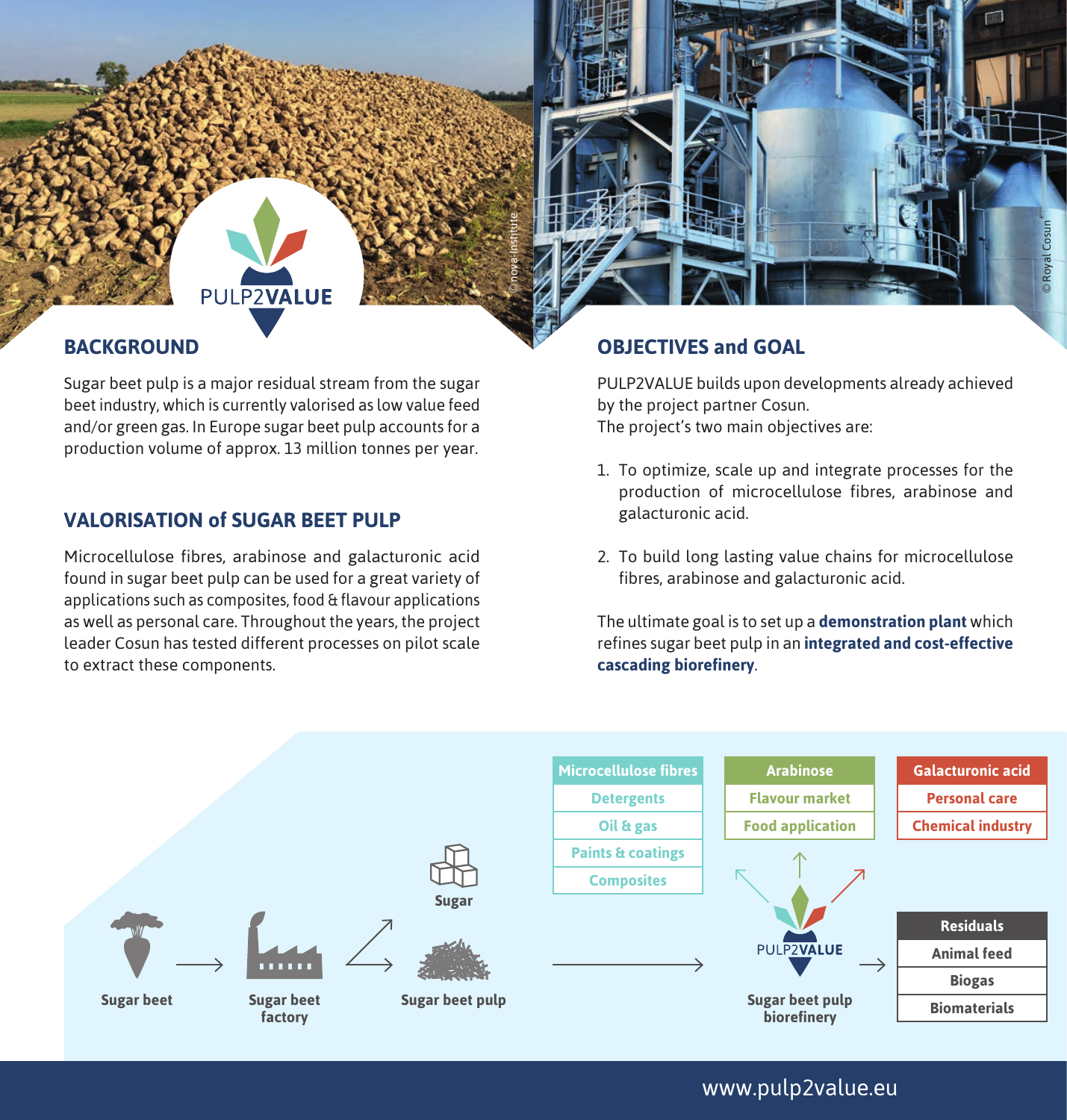## BACKGROUND

Sugar beet pulp is a major residual stream from the sugar beet industry, which is currently valorised as low value feed and/or green gas. In Europe sugar beet pulp accounts for a production volume of approx. 13 million tonnes per year.

## VALORISATION of SUGAR BEET PULP

Microcellulose fibres, arabinose and galacturonic acid found in sugar beet pulp can be used for a great variety of applications such as composites, food & flavour applications as well as personal care. Throughout the years, the project leader Cosun has tested different processes on pilot scale to extract these components.

## OBJECTIVES and GOAL

PULP2VALUE builds upon developments already achieved by the project partner Cosun.
The project's two main objectives are:

1. To optimize, scale up and integrate processes for the production of microcellulose fibres, arabinose and galacturonic acid.
2. To build long lasting value chains for microcellulose fibres, arabinose and galacturonic acid.

The ultimate goal is to set up a **demonstration plant** which refines sugar beet pulp in an **integrated and cost-effective cascading biorefinery**.

Sugar beet → Sugar beet factory → Sugar / Sugar beet pulp → PULP2VALUE Sugar beet pulp biorefinery

| Microcellulose fibres | Arabinose | Galacturonic acid |
|---|---|---|
| Detergents | Flavour market | Personal care |
| Oil & gas | Food application | Chemical industry |
| Paints & coatings | | |
| Composites | | |

| Residuals |
|---|
| Animal feed |
| Biogas |
| Biomaterials |

www.pulp2value.eu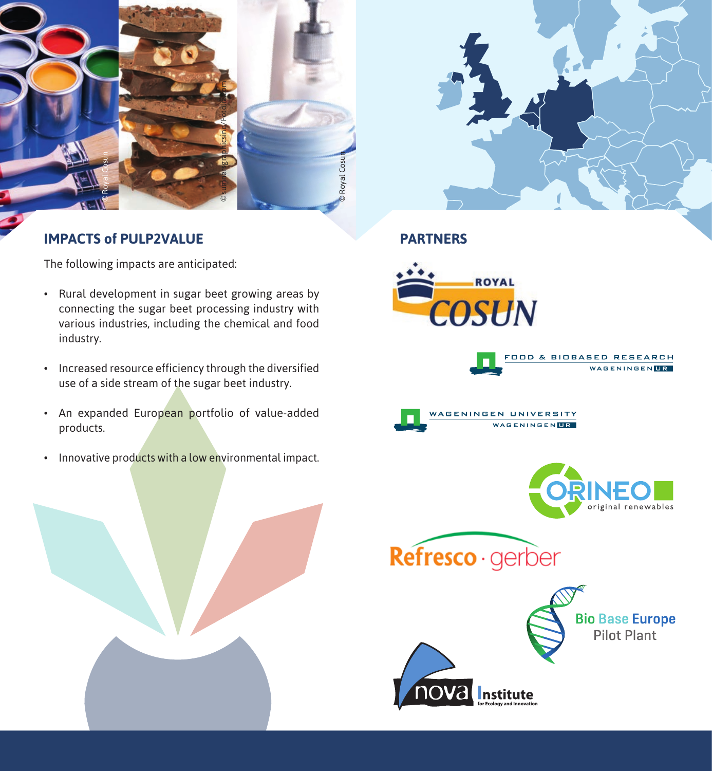## IMPACTS of PULP2VALUE

The following impacts are anticipated:

- Rural development in sugar beet growing areas by connecting the sugar beet processing industry with various industries, including the chemical and food industry.
- Increased resource efficiency through the diversified use of a side stream of the sugar beet industry.
- An expanded European portfolio of value-added products.
- Innovative products with a low environmental impact.

## PARTNERS

ROYAL COSUN

FOOD & BIOBASED RESEARCH WAGENINGEN UR

WAGENINGEN UNIVERSITY WAGENINGEN UR

ORINEO original renewables

Refresco · gerber

Bio Base Europe Pilot Plant

nova Institute for Ecology and Innovation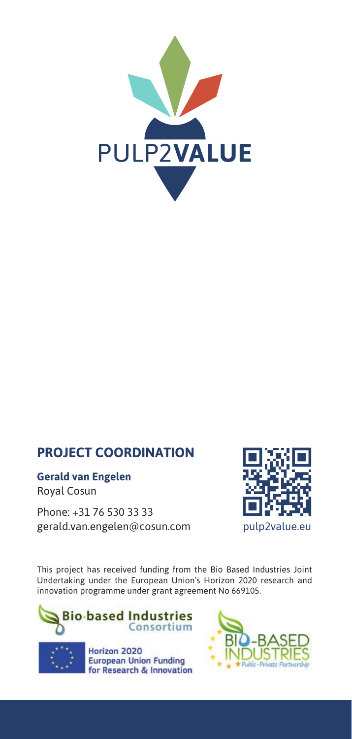PULP2VALUE

## PROJECT COORDINATION

**Gerald van Engelen**
Royal Cosun

Phone: +31 76 530 33 33
gerald.van.engelen@cosun.com

pulp2value.eu

This project has received funding from the Bio Based Industries Joint Undertaking under the European Union's Horizon 2020 research and innovation programme under grant agreement No 669105.

Bio-based Industries Consortium

Horizon 2020
European Union Funding
for Research & Innovation

BIO-BASED INDUSTRIES
Public-Private Partnership